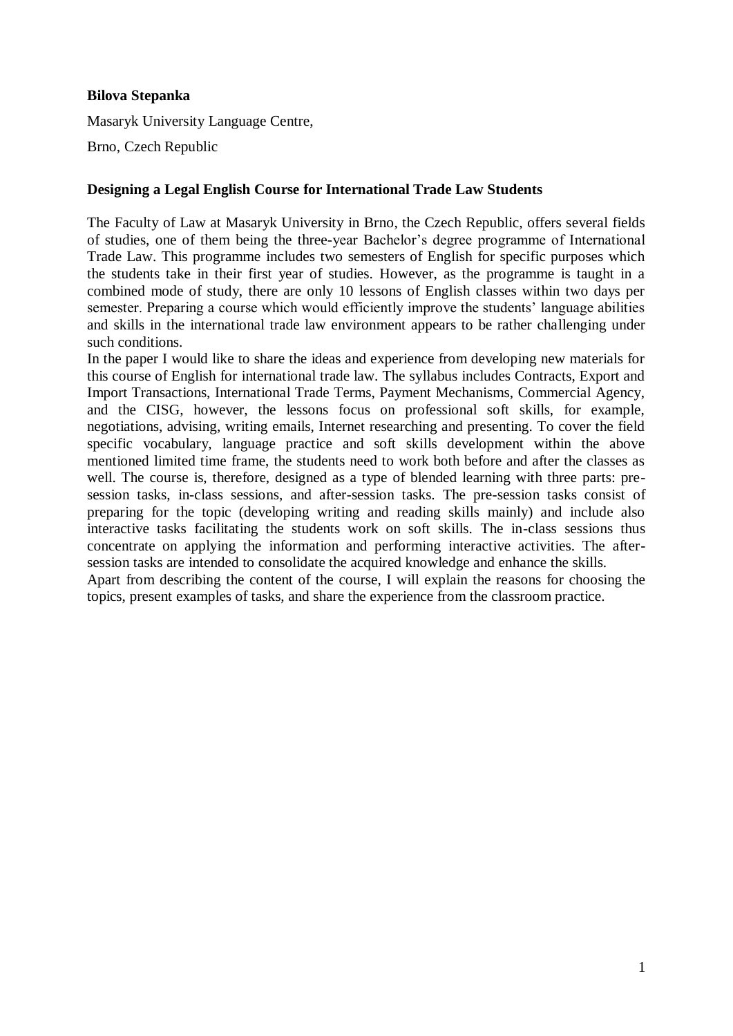**Bilova Stepanka**

Masaryk University Language Centre,

Brno, Czech Republic

## Designing a Legal English Course for International Trade Law Students

The Faculty of Law at Masaryk University in Brno, the Czech Republic, offers several fields of studies, one of them being the three-year Bachelor's degree programme of International Trade Law. This programme includes two semesters of English for specific purposes which the students take in their first year of studies. However, as the programme is taught in a combined mode of study, there are only 10 lessons of English classes within two days per semester. Preparing a course which would efficiently improve the students' language abilities and skills in the international trade law environment appears to be rather challenging under such conditions.

In the paper I would like to share the ideas and experience from developing new materials for this course of English for international trade law. The syllabus includes Contracts, Export and Import Transactions, International Trade Terms, Payment Mechanisms, Commercial Agency, and the CISG, however, the lessons focus on professional soft skills, for example, negotiations, advising, writing emails, Internet researching and presenting. To cover the field specific vocabulary, language practice and soft skills development within the above mentioned limited time frame, the students need to work both before and after the classes as well. The course is, therefore, designed as a type of blended learning with three parts: pre-session tasks, in-class sessions, and after-session tasks. The pre-session tasks consist of preparing for the topic (developing writing and reading skills mainly) and include also interactive tasks facilitating the students work on soft skills. The in-class sessions thus concentrate on applying the information and performing interactive activities. The after-session tasks are intended to consolidate the acquired knowledge and enhance the skills.

Apart from describing the content of the course, I will explain the reasons for choosing the topics, present examples of tasks, and share the experience from the classroom practice.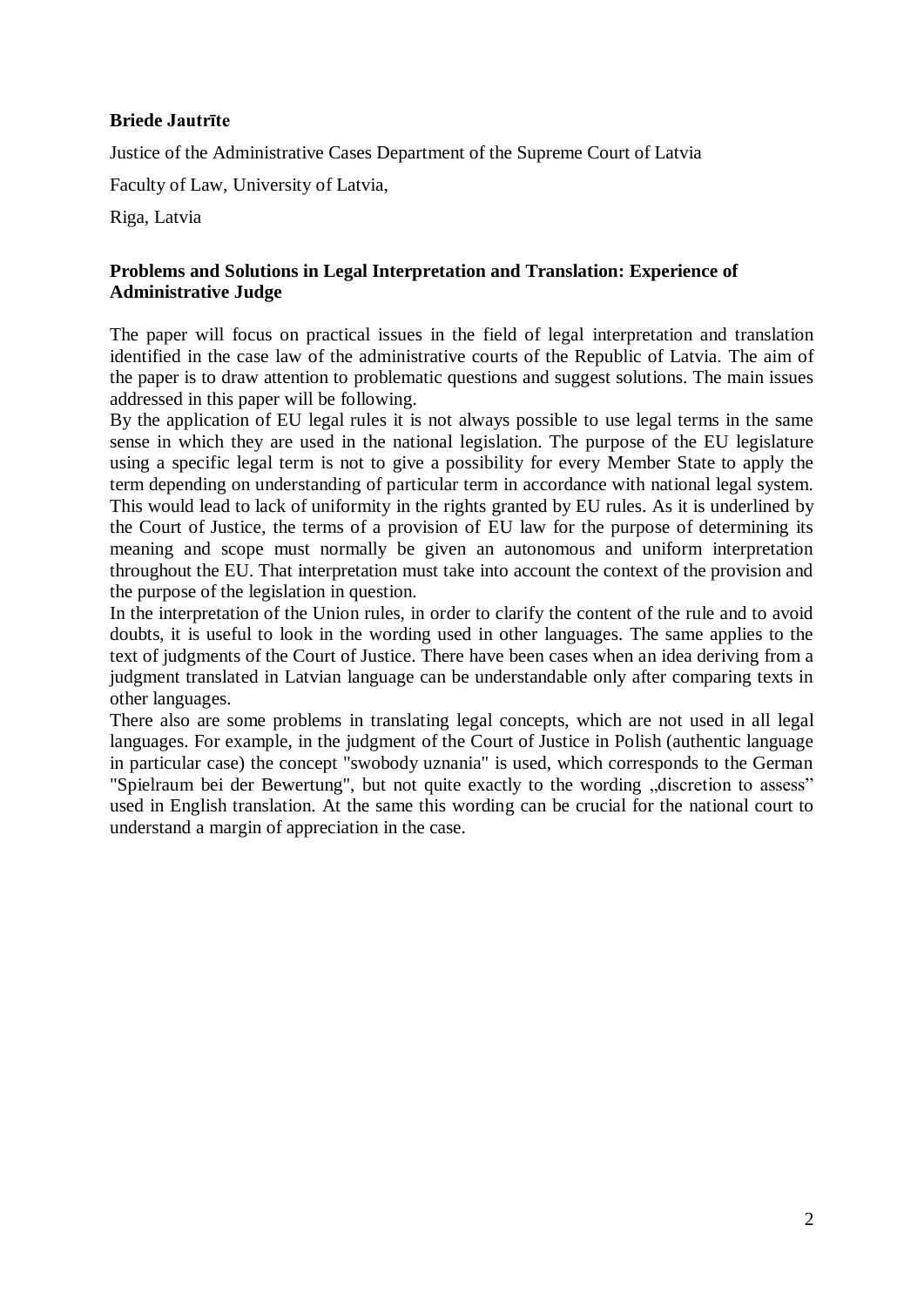**Briede Jautrīte**

Justice of the Administrative Cases Department of the Supreme Court of Latvia

Faculty of Law, University of Latvia,

Riga, Latvia

**Problems and Solutions in Legal Interpretation and Translation: Experience of Administrative Judge**

The paper will focus on practical issues in the field of legal interpretation and translation identified in the case law of the administrative courts of the Republic of Latvia. The aim of the paper is to draw attention to problematic questions and suggest solutions. The main issues addressed in this paper will be following.

By the application of EU legal rules it is not always possible to use legal terms in the same sense in which they are used in the national legislation. The purpose of the EU legislature using a specific legal term is not to give a possibility for every Member State to apply the term depending on understanding of particular term in accordance with national legal system. This would lead to lack of uniformity in the rights granted by EU rules. As it is underlined by the Court of Justice, the terms of a provision of EU law for the purpose of determining its meaning and scope must normally be given an autonomous and uniform interpretation throughout the EU. That interpretation must take into account the context of the provision and the purpose of the legislation in question.

In the interpretation of the Union rules, in order to clarify the content of the rule and to avoid doubts, it is useful to look in the wording used in other languages. The same applies to the text of judgments of the Court of Justice. There have been cases when an idea deriving from a judgment translated in Latvian language can be understandable only after comparing texts in other languages.

There also are some problems in translating legal concepts, which are not used in all legal languages. For example, in the judgment of the Court of Justice in Polish (authentic language in particular case) the concept "swobody uznania" is used, which corresponds to the German "Spielraum bei der Bewertung", but not quite exactly to the wording „discretion to assess" used in English translation. At the same this wording can be crucial for the national court to understand a margin of appreciation in the case.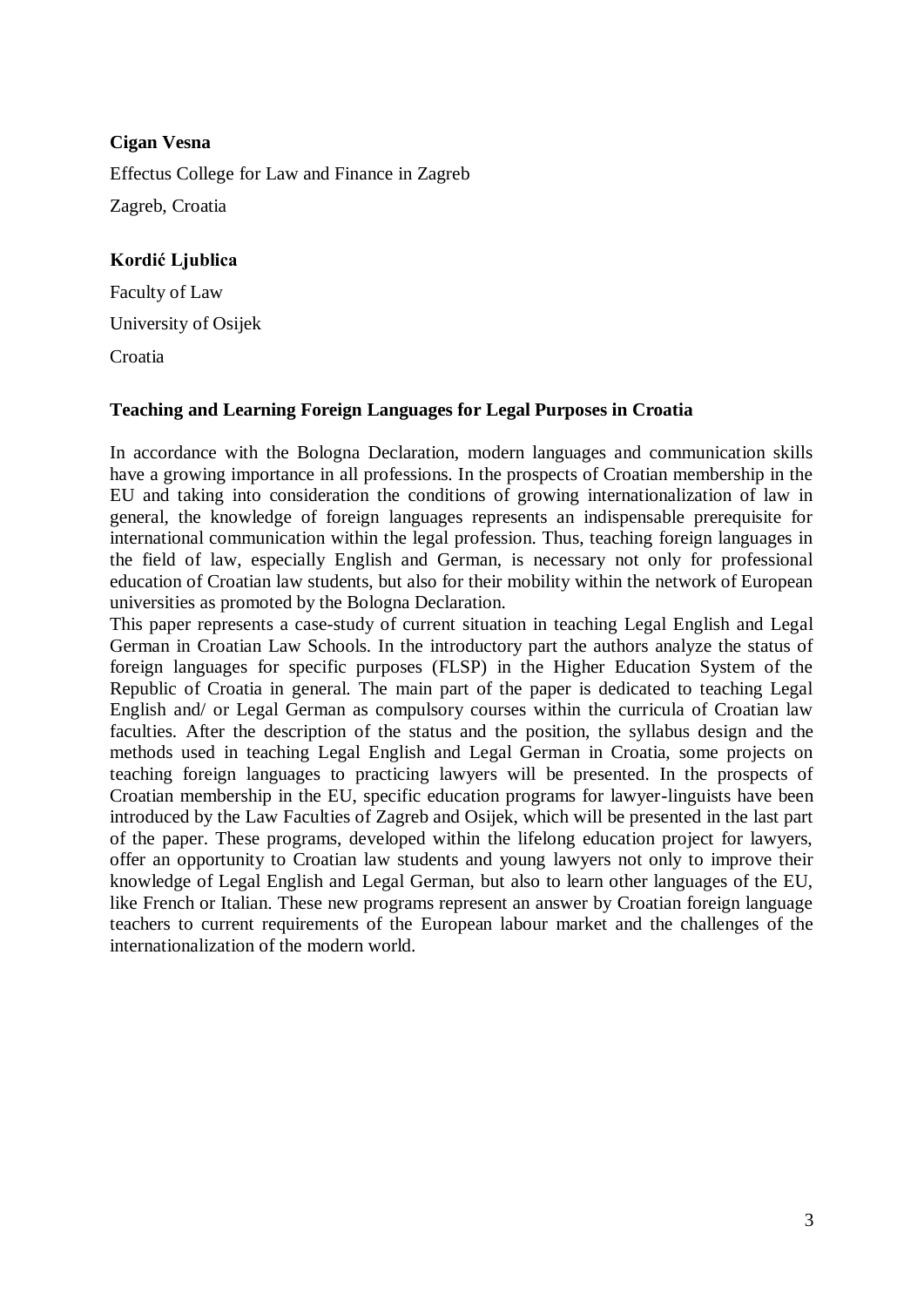**Cigan Vesna**

Effectus College for Law and Finance in Zagreb

Zagreb, Croatia

**Kordić Ljublica**

Faculty of Law

University of Osijek

Croatia

**Teaching and Learning Foreign Languages for Legal Purposes in Croatia**

In accordance with the Bologna Declaration, modern languages and communication skills have a growing importance in all professions. In the prospects of Croatian membership in the EU and taking into consideration the conditions of growing internationalization of law in general, the knowledge of foreign languages represents an indispensable prerequisite for international communication within the legal profession. Thus, teaching foreign languages in the field of law, especially English and German, is necessary not only for professional education of Croatian law students, but also for their mobility within the network of European universities as promoted by the Bologna Declaration.

This paper represents a case-study of current situation in teaching Legal English and Legal German in Croatian Law Schools. In the introductory part the authors analyze the status of foreign languages for specific purposes (FLSP) in the Higher Education System of the Republic of Croatia in general. The main part of the paper is dedicated to teaching Legal English and/ or Legal German as compulsory courses within the curricula of Croatian law faculties. After the description of the status and the position, the syllabus design and the methods used in teaching Legal English and Legal German in Croatia, some projects on teaching foreign languages to practicing lawyers will be presented. In the prospects of Croatian membership in the EU, specific education programs for lawyer-linguists have been introduced by the Law Faculties of Zagreb and Osijek, which will be presented in the last part of the paper. These programs, developed within the lifelong education project for lawyers, offer an opportunity to Croatian law students and young lawyers not only to improve their knowledge of Legal English and Legal German, but also to learn other languages of the EU, like French or Italian. These new programs represent an answer by Croatian foreign language teachers to current requirements of the European labour market and the challenges of the internationalization of the modern world.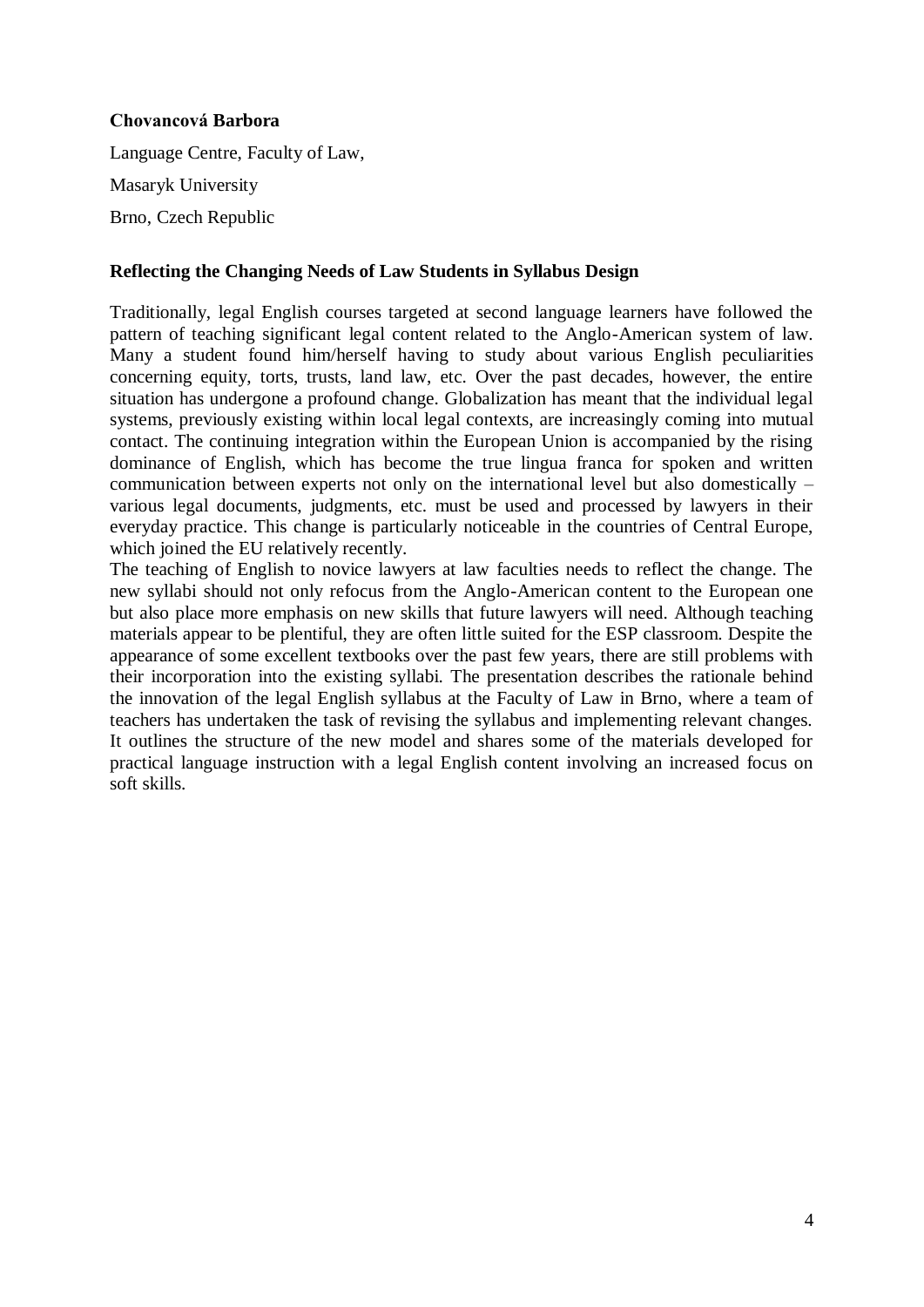**Chovancová Barbora**

Language Centre, Faculty of Law,

Masaryk University

Brno, Czech Republic

**Reflecting the Changing Needs of Law Students in Syllabus Design**

Traditionally, legal English courses targeted at second language learners have followed the pattern of teaching significant legal content related to the Anglo-American system of law. Many a student found him/herself having to study about various English peculiarities concerning equity, torts, trusts, land law, etc. Over the past decades, however, the entire situation has undergone a profound change. Globalization has meant that the individual legal systems, previously existing within local legal contexts, are increasingly coming into mutual contact. The continuing integration within the European Union is accompanied by the rising dominance of English, which has become the true lingua franca for spoken and written communication between experts not only on the international level but also domestically – various legal documents, judgments, etc. must be used and processed by lawyers in their everyday practice. This change is particularly noticeable in the countries of Central Europe, which joined the EU relatively recently.

The teaching of English to novice lawyers at law faculties needs to reflect the change. The new syllabi should not only refocus from the Anglo-American content to the European one but also place more emphasis on new skills that future lawyers will need. Although teaching materials appear to be plentiful, they are often little suited for the ESP classroom. Despite the appearance of some excellent textbooks over the past few years, there are still problems with their incorporation into the existing syllabi. The presentation describes the rationale behind the innovation of the legal English syllabus at the Faculty of Law in Brno, where a team of teachers has undertaken the task of revising the syllabus and implementing relevant changes. It outlines the structure of the new model and shares some of the materials developed for practical language instruction with a legal English content involving an increased focus on soft skills.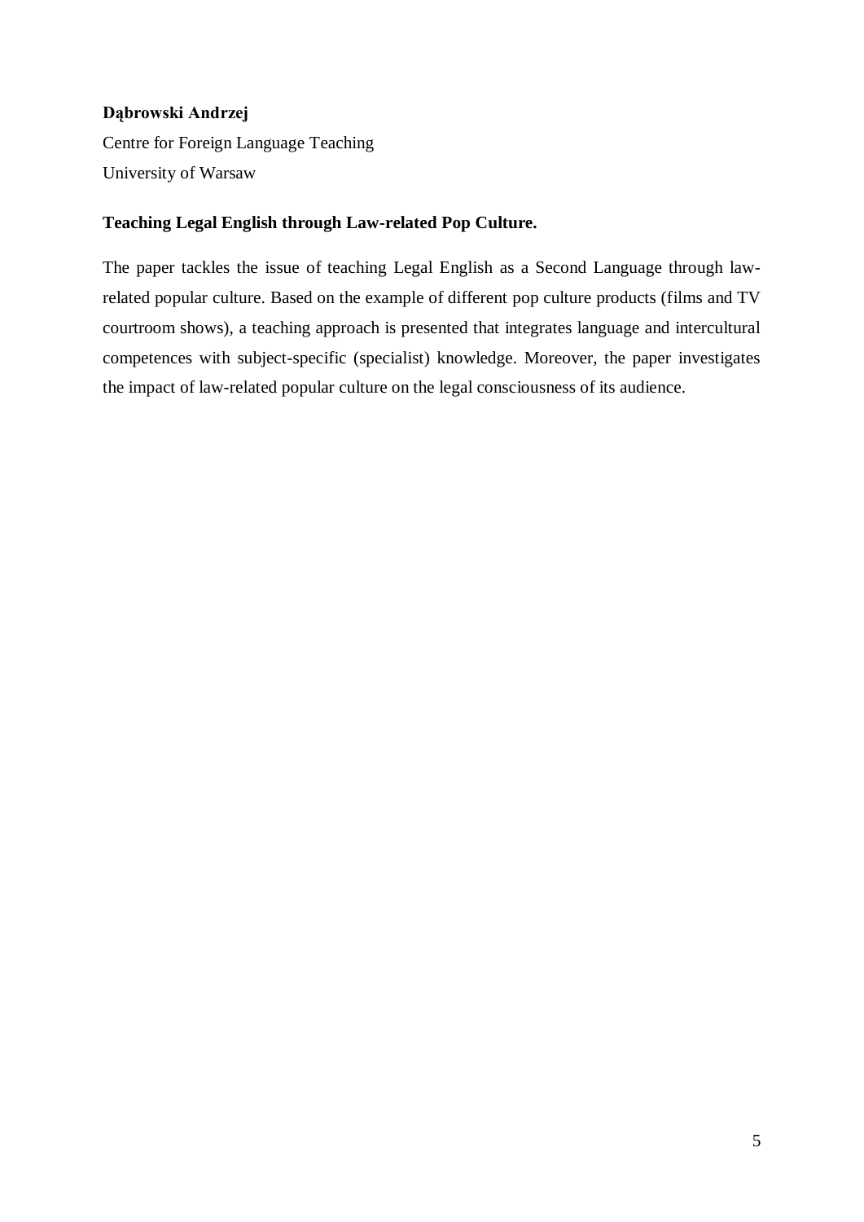**Dąbrowski Andrzej**

Centre for Foreign Language Teaching

University of Warsaw

**Teaching Legal English through Law-related Pop Culture.**

The paper tackles the issue of teaching Legal English as a Second Language through law-related popular culture. Based on the example of different pop culture products (films and TV courtroom shows), a teaching approach is presented that integrates language and intercultural competences with subject-specific (specialist) knowledge. Moreover, the paper investigates the impact of law-related popular culture on the legal consciousness of its audience.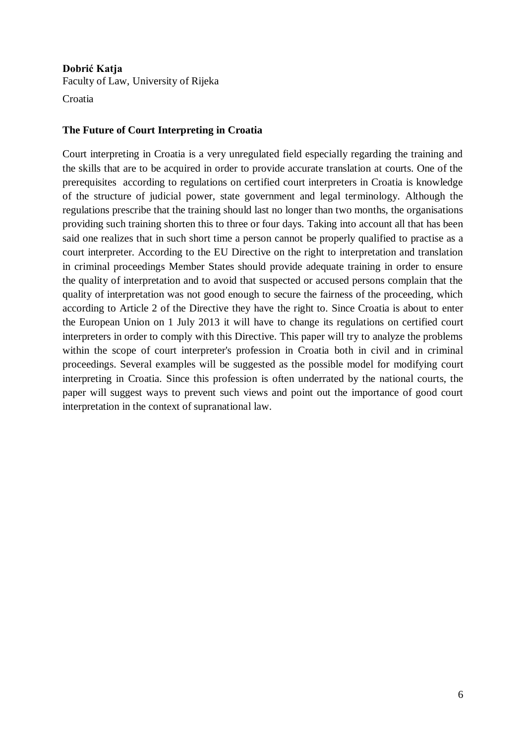**Dobrić Katja**
Faculty of Law, University of Rijeka

Croatia

### The Future of Court Interpreting in Croatia

Court interpreting in Croatia is a very unregulated field especially regarding the training and the skills that are to be acquired in order to provide accurate translation at courts. One of the prerequisites according to regulations on certified court interpreters in Croatia is knowledge of the structure of judicial power, state government and legal terminology. Although the regulations prescribe that the training should last no longer than two months, the organisations providing such training shorten this to three or four days. Taking into account all that has been said one realizes that in such short time a person cannot be properly qualified to practise as a court interpreter. According to the EU Directive on the right to interpretation and translation in criminal proceedings Member States should provide adequate training in order to ensure the quality of interpretation and to avoid that suspected or accused persons complain that the quality of interpretation was not good enough to secure the fairness of the proceeding, which according to Article 2 of the Directive they have the right to. Since Croatia is about to enter the European Union on 1 July 2013 it will have to change its regulations on certified court interpreters in order to comply with this Directive. This paper will try to analyze the problems within the scope of court interpreter's profession in Croatia both in civil and in criminal proceedings. Several examples will be suggested as the possible model for modifying court interpreting in Croatia. Since this profession is often underrated by the national courts, the paper will suggest ways to prevent such views and point out the importance of good court interpretation in the context of supranational law.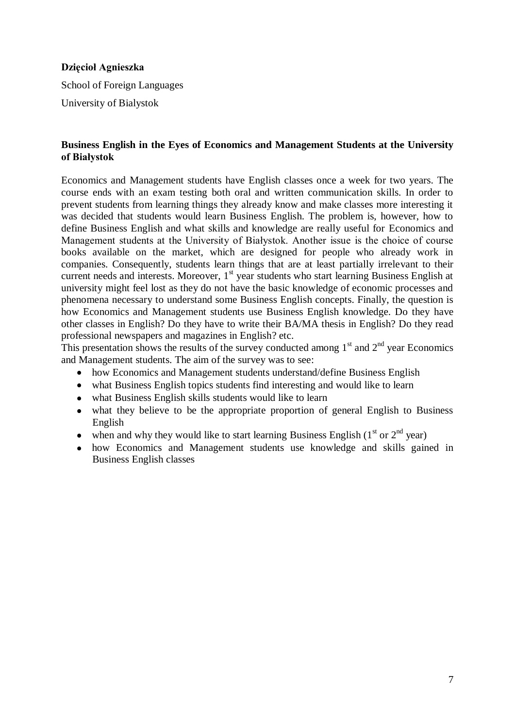**Dzięcioł Agnieszka**

School of Foreign Languages

University of Bialystok

## Business English in the Eyes of Economics and Management Students at the University of Białystok

Economics and Management students have English classes once a week for two years. The course ends with an exam testing both oral and written communication skills. In order to prevent students from learning things they already know and make classes more interesting it was decided that students would learn Business English. The problem is, however, how to define Business English and what skills and knowledge are really useful for Economics and Management students at the University of Białystok. Another issue is the choice of course books available on the market, which are designed for people who already work in companies. Consequently, students learn things that are at least partially irrelevant to their current needs and interests. Moreover, 1st year students who start learning Business English at university might feel lost as they do not have the basic knowledge of economic processes and phenomena necessary to understand some Business English concepts. Finally, the question is how Economics and Management students use Business English knowledge. Do they have other classes in English? Do they have to write their BA/MA thesis in English? Do they read professional newspapers and magazines in English? etc.

This presentation shows the results of the survey conducted among 1st and 2nd year Economics and Management students. The aim of the survey was to see:

- how Economics and Management students understand/define Business English
- what Business English topics students find interesting and would like to learn
- what Business English skills students would like to learn
- what they believe to be the appropriate proportion of general English to Business English
- when and why they would like to start learning Business English (1st or 2nd year)
- how Economics and Management students use knowledge and skills gained in Business English classes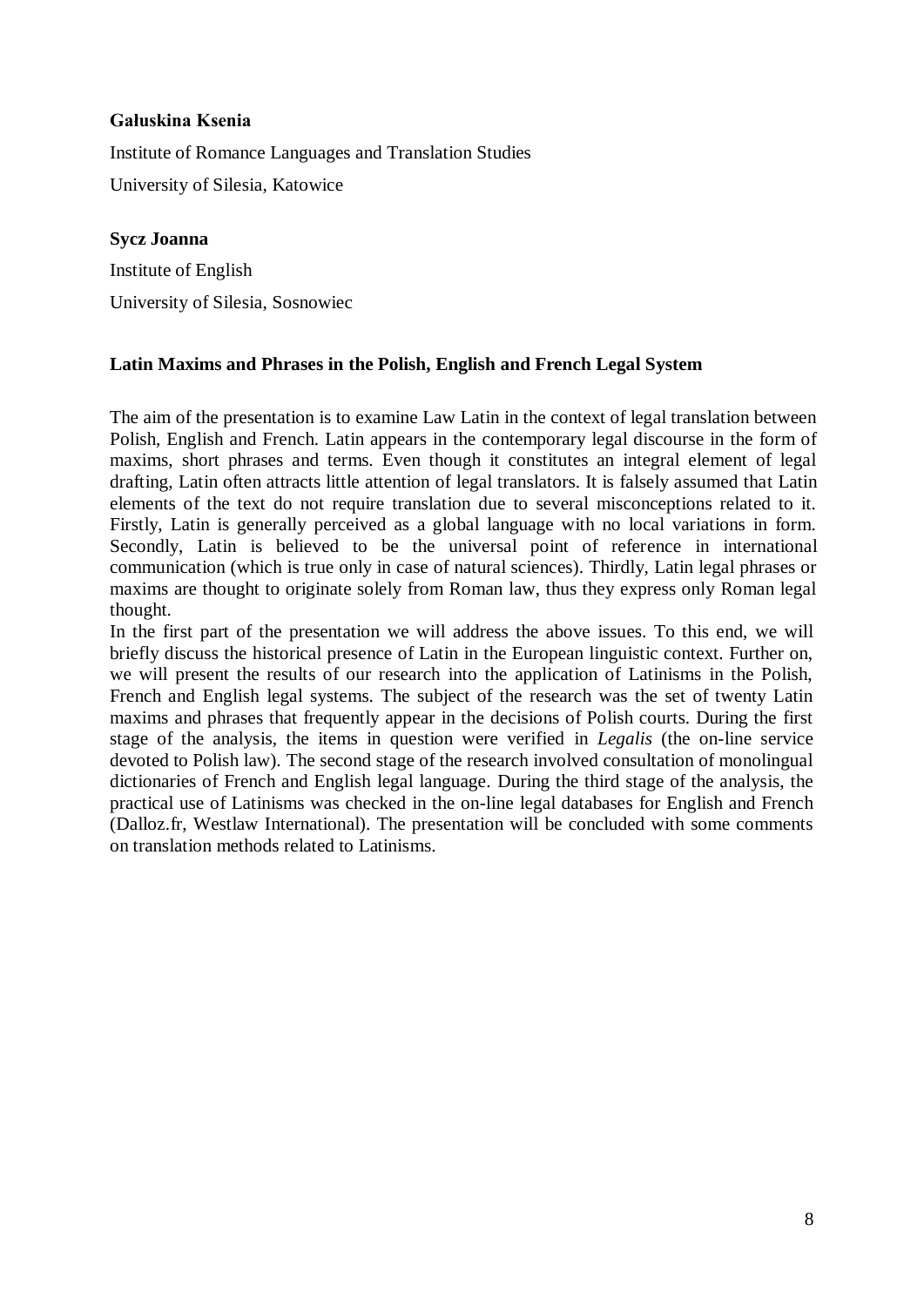**Gałuskina Ksenia**

Institute of Romance Languages and Translation Studies

University of Silesia, Katowice

**Sycz Joanna**

Institute of English

University of Silesia, Sosnowiec

**Latin Maxims and Phrases in the Polish, English and French Legal System**

The aim of the presentation is to examine Law Latin in the context of legal translation between Polish, English and French. Latin appears in the contemporary legal discourse in the form of maxims, short phrases and terms. Even though it constitutes an integral element of legal drafting, Latin often attracts little attention of legal translators. It is falsely assumed that Latin elements of the text do not require translation due to several misconceptions related to it. Firstly, Latin is generally perceived as a global language with no local variations in form. Secondly, Latin is believed to be the universal point of reference in international communication (which is true only in case of natural sciences). Thirdly, Latin legal phrases or maxims are thought to originate solely from Roman law, thus they express only Roman legal thought.

In the first part of the presentation we will address the above issues. To this end, we will briefly discuss the historical presence of Latin in the European linguistic context. Further on, we will present the results of our research into the application of Latinisms in the Polish, French and English legal systems. The subject of the research was the set of twenty Latin maxims and phrases that frequently appear in the decisions of Polish courts. During the first stage of the analysis, the items in question were verified in *Legalis* (the on-line service devoted to Polish law). The second stage of the research involved consultation of monolingual dictionaries of French and English legal language. During the third stage of the analysis, the practical use of Latinisms was checked in the on-line legal databases for English and French (Dalloz.fr, Westlaw International). The presentation will be concluded with some comments on translation methods related to Latinisms.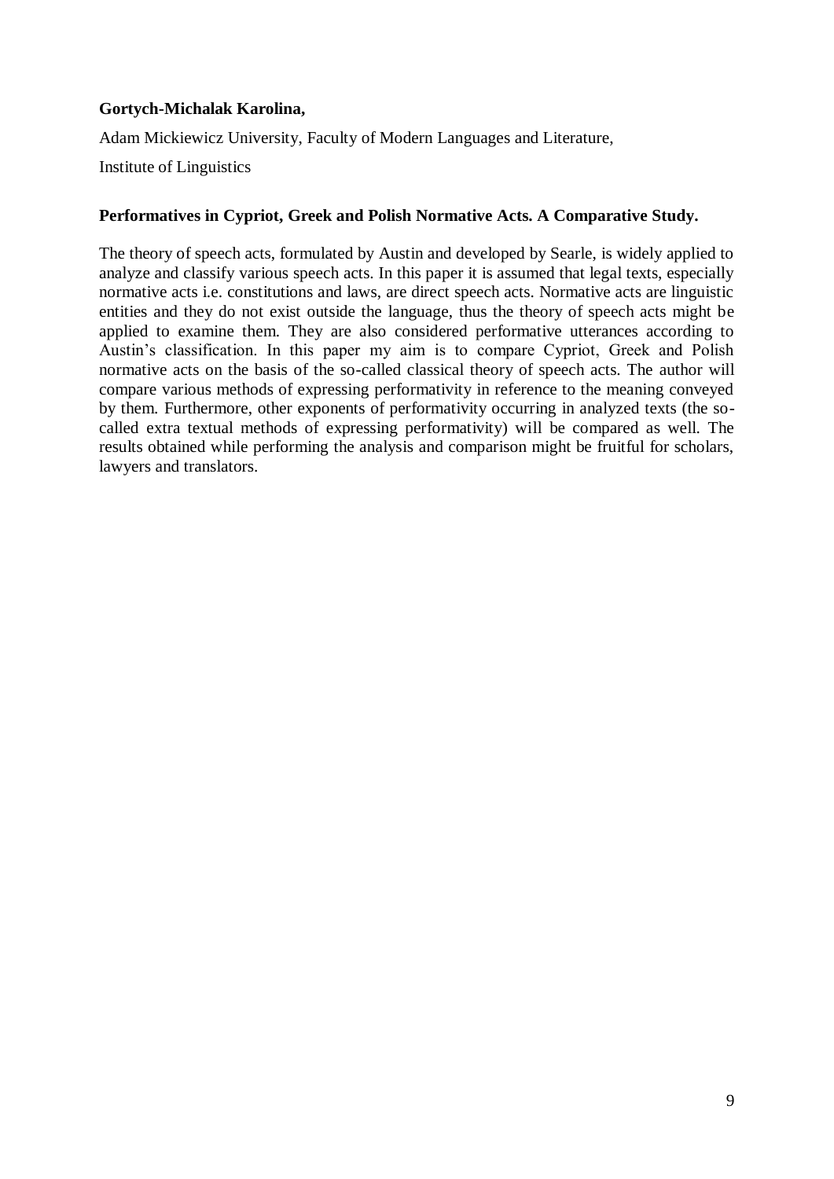**Gortych-Michalak Karolina,**

Adam Mickiewicz University, Faculty of Modern Languages and Literature,

Institute of Linguistics

**Performatives in Cypriot, Greek and Polish Normative Acts. A Comparative Study.**

The theory of speech acts, formulated by Austin and developed by Searle, is widely applied to analyze and classify various speech acts. In this paper it is assumed that legal texts, especially normative acts i.e. constitutions and laws, are direct speech acts. Normative acts are linguistic entities and they do not exist outside the language, thus the theory of speech acts might be applied to examine them. They are also considered performative utterances according to Austin's classification. In this paper my aim is to compare Cypriot, Greek and Polish normative acts on the basis of the so-called classical theory of speech acts. The author will compare various methods of expressing performativity in reference to the meaning conveyed by them. Furthermore, other exponents of performativity occurring in analyzed texts (the so-called extra textual methods of expressing performativity) will be compared as well. The results obtained while performing the analysis and comparison might be fruitful for scholars, lawyers and translators.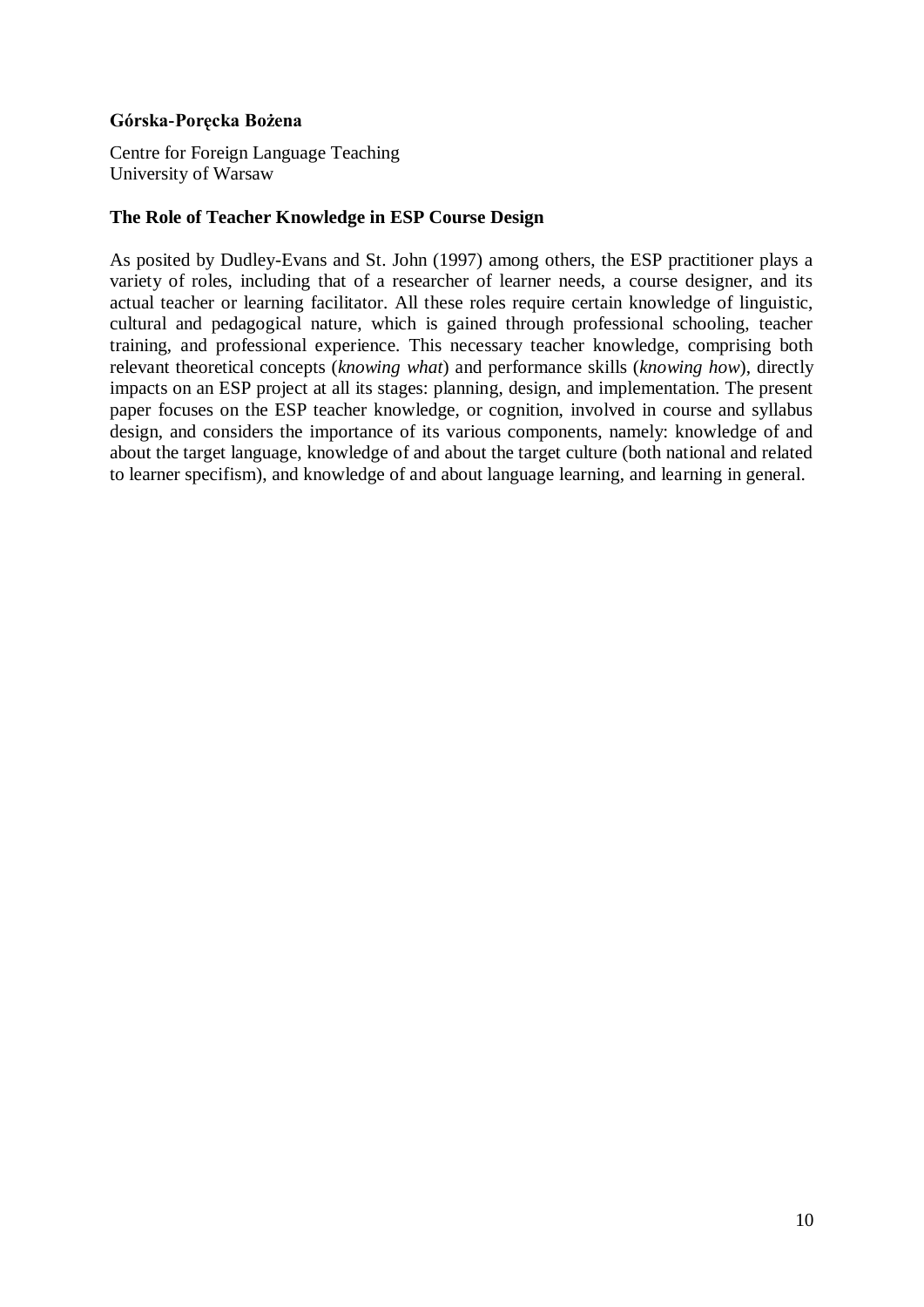**Górska-Poręcka Bożena**

Centre for Foreign Language Teaching
University of Warsaw

### The Role of Teacher Knowledge in ESP Course Design

As posited by Dudley-Evans and St. John (1997) among others, the ESP practitioner plays a variety of roles, including that of a researcher of learner needs, a course designer, and its actual teacher or learning facilitator. All these roles require certain knowledge of linguistic, cultural and pedagogical nature, which is gained through professional schooling, teacher training, and professional experience. This necessary teacher knowledge, comprising both relevant theoretical concepts (*knowing what*) and performance skills (*knowing how*), directly impacts on an ESP project at all its stages: planning, design, and implementation. The present paper focuses on the ESP teacher knowledge, or cognition, involved in course and syllabus design, and considers the importance of its various components, namely: knowledge of and about the target language, knowledge of and about the target culture (both national and related to learner specifism), and knowledge of and about language learning, and learning in general.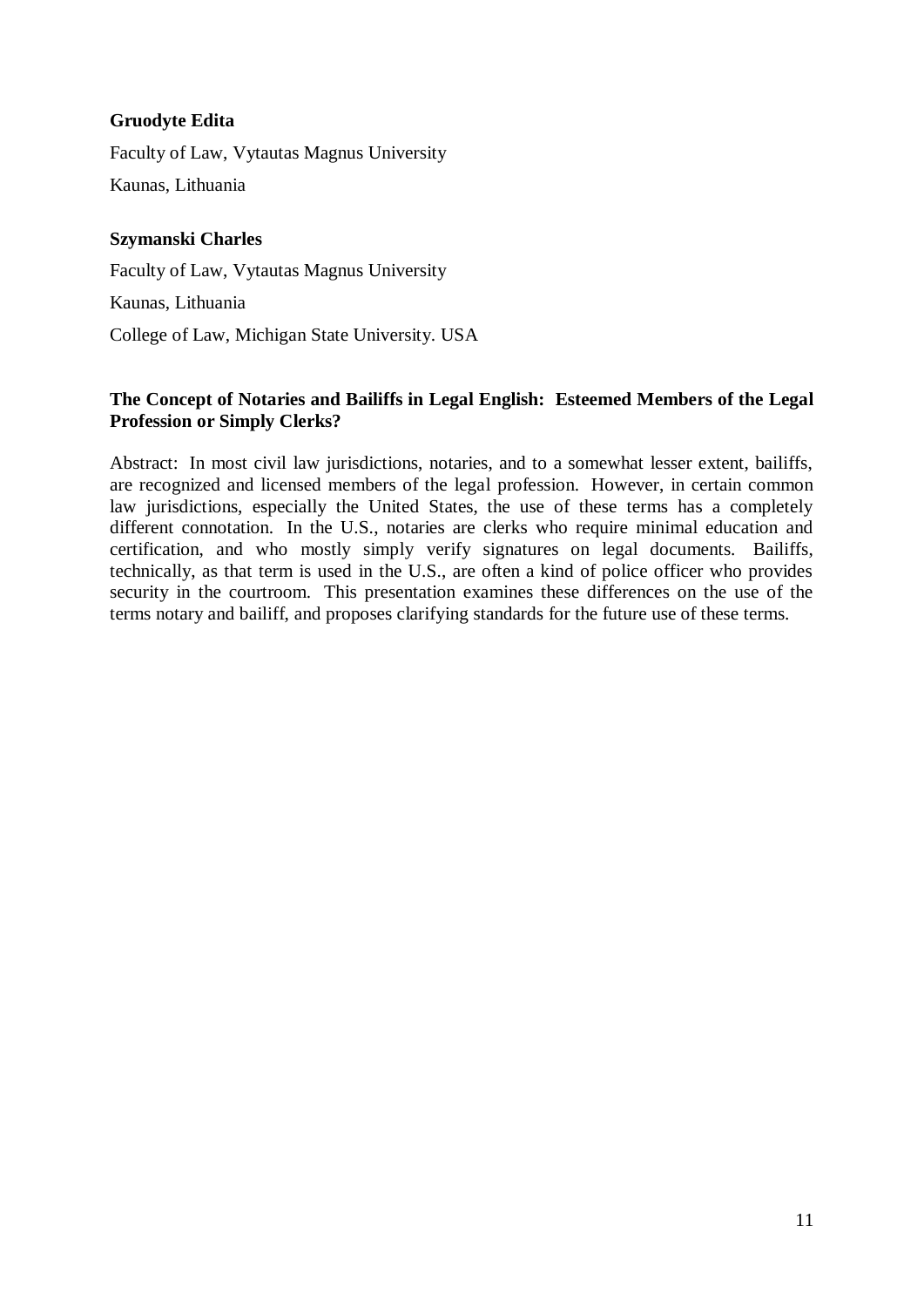**Gruodyte Edita**

Faculty of Law, Vytautas Magnus University

Kaunas, Lithuania

**Szymanski Charles**

Faculty of Law, Vytautas Magnus University

Kaunas, Lithuania

College of Law, Michigan State University. USA

**The Concept of Notaries and Bailiffs in Legal English: Esteemed Members of the Legal Profession or Simply Clerks?**

Abstract: In most civil law jurisdictions, notaries, and to a somewhat lesser extent, bailiffs, are recognized and licensed members of the legal profession. However, in certain common law jurisdictions, especially the United States, the use of these terms has a completely different connotation. In the U.S., notaries are clerks who require minimal education and certification, and who mostly simply verify signatures on legal documents. Bailiffs, technically, as that term is used in the U.S., are often a kind of police officer who provides security in the courtroom. This presentation examines these differences on the use of the terms notary and bailiff, and proposes clarifying standards for the future use of these terms.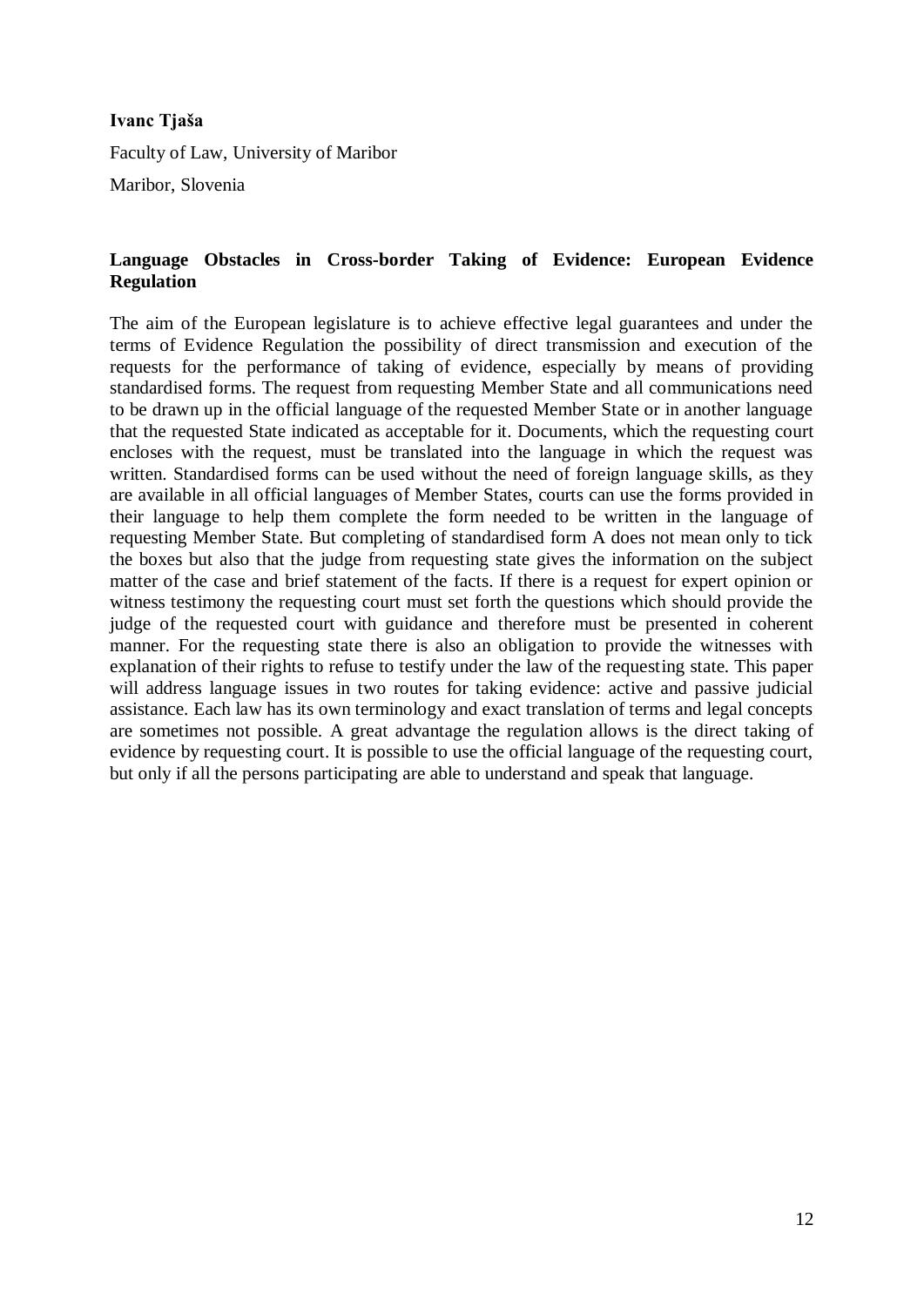**Ivanc Tjaša**

Faculty of Law, University of Maribor

Maribor, Slovenia

## Language Obstacles in Cross-border Taking of Evidence: European Evidence Regulation

The aim of the European legislature is to achieve effective legal guarantees and under the terms of Evidence Regulation the possibility of direct transmission and execution of the requests for the performance of taking of evidence, especially by means of providing standardised forms. The request from requesting Member State and all communications need to be drawn up in the official language of the requested Member State or in another language that the requested State indicated as acceptable for it. Documents, which the requesting court encloses with the request, must be translated into the language in which the request was written. Standardised forms can be used without the need of foreign language skills, as they are available in all official languages of Member States, courts can use the forms provided in their language to help them complete the form needed to be written in the language of requesting Member State. But completing of standardised form A does not mean only to tick the boxes but also that the judge from requesting state gives the information on the subject matter of the case and brief statement of the facts. If there is a request for expert opinion or witness testimony the requesting court must set forth the questions which should provide the judge of the requested court with guidance and therefore must be presented in coherent manner. For the requesting state there is also an obligation to provide the witnesses with explanation of their rights to refuse to testify under the law of the requesting state. This paper will address language issues in two routes for taking evidence: active and passive judicial assistance. Each law has its own terminology and exact translation of terms and legal concepts are sometimes not possible. A great advantage the regulation allows is the direct taking of evidence by requesting court. It is possible to use the official language of the requesting court, but only if all the persons participating are able to understand and speak that language.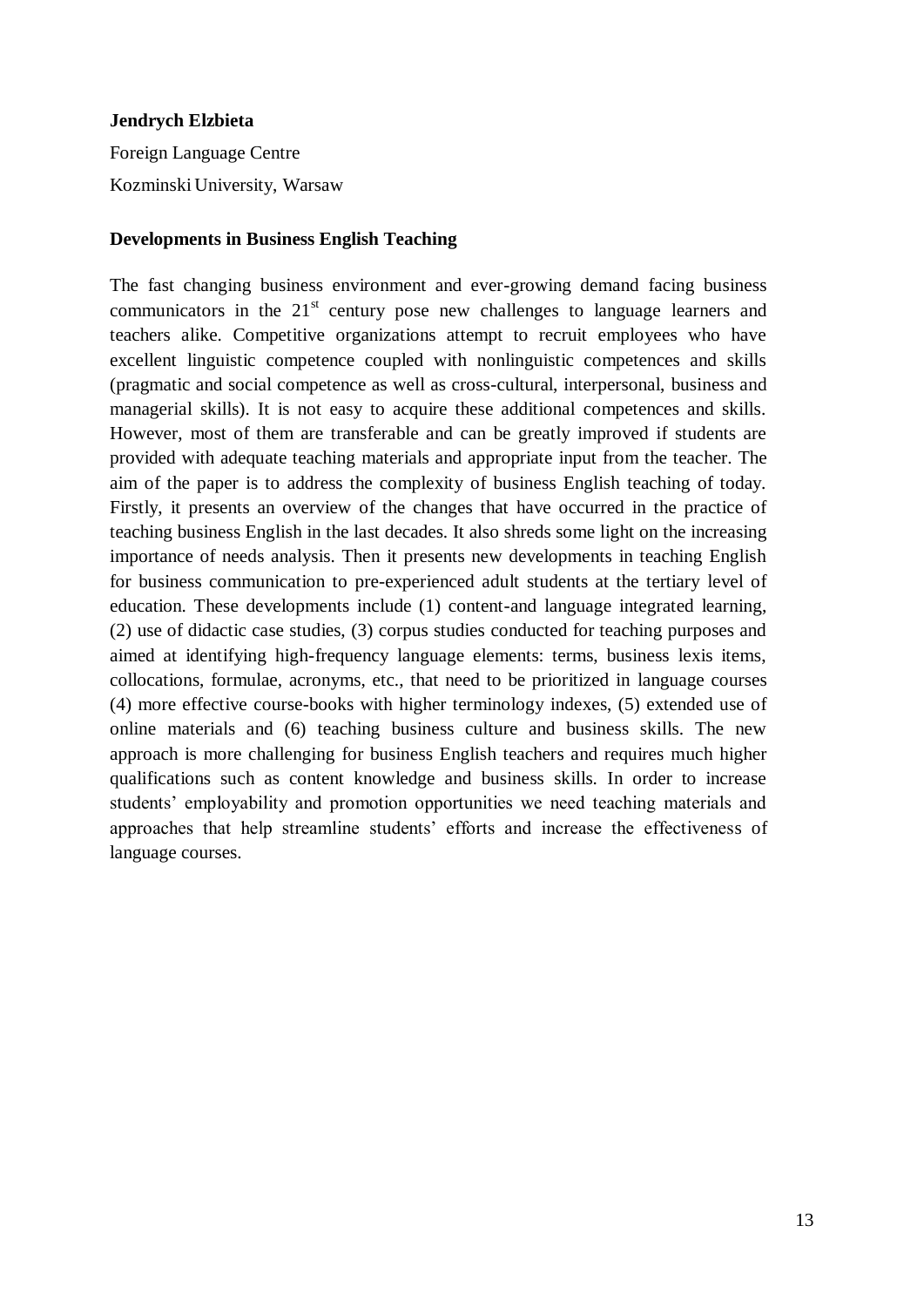**Jendrych Elzbieta**

Foreign Language Centre

Kozminski University, Warsaw

**Developments in Business English Teaching**

The fast changing business environment and ever-growing demand facing business communicators in the $21^{st}$ century pose new challenges to language learners and teachers alike. Competitive organizations attempt to recruit employees who have excellent linguistic competence coupled with nonlinguistic competences and skills (pragmatic and social competence as well as cross-cultural, interpersonal, business and managerial skills). It is not easy to acquire these additional competences and skills. However, most of them are transferable and can be greatly improved if students are provided with adequate teaching materials and appropriate input from the teacher. The aim of the paper is to address the complexity of business English teaching of today. Firstly, it presents an overview of the changes that have occurred in the practice of teaching business English in the last decades. It also shreds some light on the increasing importance of needs analysis. Then it presents new developments in teaching English for business communication to pre-experienced adult students at the tertiary level of education. These developments include (1) content-and language integrated learning, (2) use of didactic case studies, (3) corpus studies conducted for teaching purposes and aimed at identifying high-frequency language elements: terms, business lexis items, collocations, formulae, acronyms, etc., that need to be prioritized in language courses (4) more effective course-books with higher terminology indexes, (5) extended use of online materials and (6) teaching business culture and business skills. The new approach is more challenging for business English teachers and requires much higher qualifications such as content knowledge and business skills. In order to increase students' employability and promotion opportunities we need teaching materials and approaches that help streamline students' efforts and increase the effectiveness of language courses.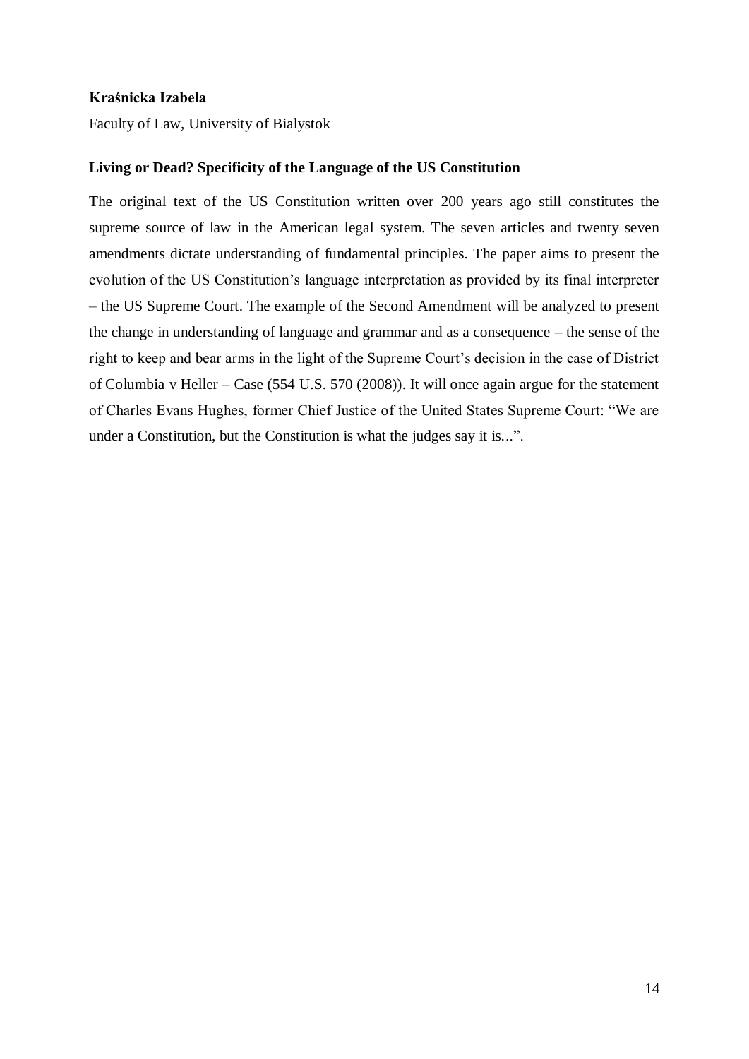**Kraśnicka Izabela**

Faculty of Law, University of Bialystok

**Living or Dead? Specificity of the Language of the US Constitution**

The original text of the US Constitution written over 200 years ago still constitutes the supreme source of law in the American legal system. The seven articles and twenty seven amendments dictate understanding of fundamental principles. The paper aims to present the evolution of the US Constitution's language interpretation as provided by its final interpreter – the US Supreme Court. The example of the Second Amendment will be analyzed to present the change in understanding of language and grammar and as a consequence – the sense of the right to keep and bear arms in the light of the Supreme Court's decision in the case of District of Columbia v Heller – Case (554 U.S. 570 (2008)). It will once again argue for the statement of Charles Evans Hughes, former Chief Justice of the United States Supreme Court: "We are under a Constitution, but the Constitution is what the judges say it is...".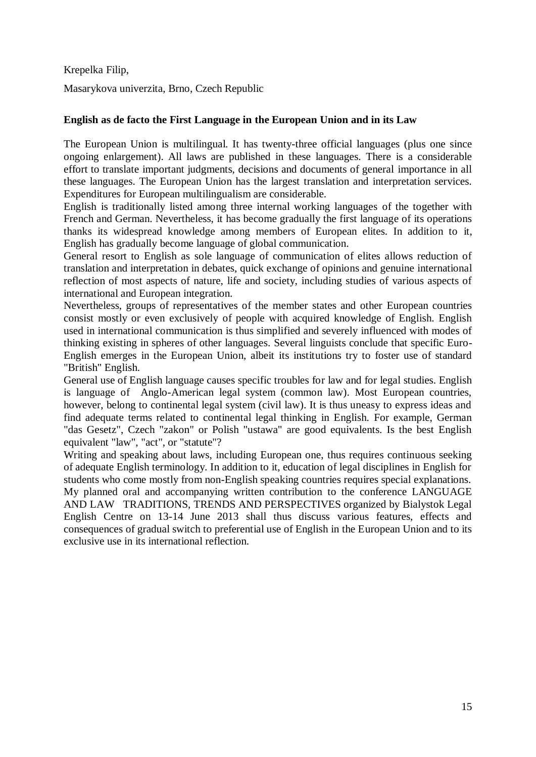Krepelka Filip,

Masarykova univerzita, Brno, Czech Republic

**English as de facto the First Language in the European Union and in its Law**

The European Union is multilingual. It has twenty-three official languages (plus one since ongoing enlargement). All laws are published in these languages. There is a considerable effort to translate important judgments, decisions and documents of general importance in all these languages. The European Union has the largest translation and interpretation services. Expenditures for European multilingualism are considerable.

English is traditionally listed among three internal working languages of the together with French and German. Nevertheless, it has become gradually the first language of its operations thanks its widespread knowledge among members of European elites. In addition to it, English has gradually become language of global communication.

General resort to English as sole language of communication of elites allows reduction of translation and interpretation in debates, quick exchange of opinions and genuine international reflection of most aspects of nature, life and society, including studies of various aspects of international and European integration.

Nevertheless, groups of representatives of the member states and other European countries consist mostly or even exclusively of people with acquired knowledge of English. English used in international communication is thus simplified and severely influenced with modes of thinking existing in spheres of other languages. Several linguists conclude that specific Euro-English emerges in the European Union, albeit its institutions try to foster use of standard "British" English.

General use of English language causes specific troubles for law and for legal studies. English is language of Anglo-American legal system (common law). Most European countries, however, belong to continental legal system (civil law). It is thus uneasy to express ideas and find adequate terms related to continental legal thinking in English. For example, German "das Gesetz", Czech "zakon" or Polish "ustawa" are good equivalents. Is the best English equivalent "law", "act", or "statute"?

Writing and speaking about laws, including European one, thus requires continuous seeking of adequate English terminology. In addition to it, education of legal disciplines in English for students who come mostly from non-English speaking countries requires special explanations. My planned oral and accompanying written contribution to the conference LANGUAGE AND LAW TRADITIONS, TRENDS AND PERSPECTIVES organized by Bialystok Legal English Centre on 13-14 June 2013 shall thus discuss various features, effects and consequences of gradual switch to preferential use of English in the European Union and to its exclusive use in its international reflection.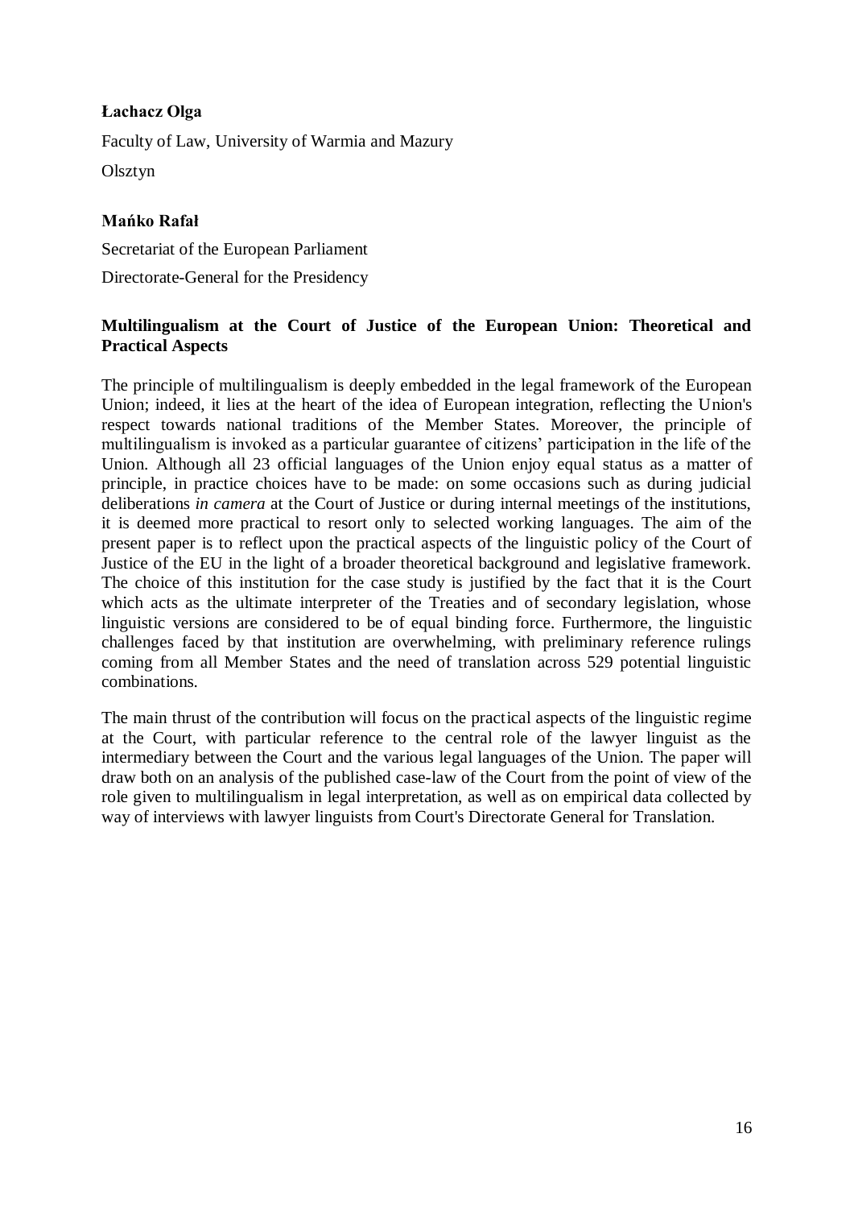**Łachacz Olga**

Faculty of Law, University of Warmia and Mazury

Olsztyn

**Mańko Rafał**

Secretariat of the European Parliament

Directorate-General for the Presidency

**Multilingualism at the Court of Justice of the European Union: Theoretical and Practical Aspects**

The principle of multilingualism is deeply embedded in the legal framework of the European Union; indeed, it lies at the heart of the idea of European integration, reflecting the Union's respect towards national traditions of the Member States. Moreover, the principle of multilingualism is invoked as a particular guarantee of citizens' participation in the life of the Union. Although all 23 official languages of the Union enjoy equal status as a matter of principle, in practice choices have to be made: on some occasions such as during judicial deliberations *in camera* at the Court of Justice or during internal meetings of the institutions, it is deemed more practical to resort only to selected working languages. The aim of the present paper is to reflect upon the practical aspects of the linguistic policy of the Court of Justice of the EU in the light of a broader theoretical background and legislative framework. The choice of this institution for the case study is justified by the fact that it is the Court which acts as the ultimate interpreter of the Treaties and of secondary legislation, whose linguistic versions are considered to be of equal binding force. Furthermore, the linguistic challenges faced by that institution are overwhelming, with preliminary reference rulings coming from all Member States and the need of translation across 529 potential linguistic combinations.

The main thrust of the contribution will focus on the practical aspects of the linguistic regime at the Court, with particular reference to the central role of the lawyer linguist as the intermediary between the Court and the various legal languages of the Union. The paper will draw both on an analysis of the published case-law of the Court from the point of view of the role given to multilingualism in legal interpretation, as well as on empirical data collected by way of interviews with lawyer linguists from Court's Directorate General for Translation.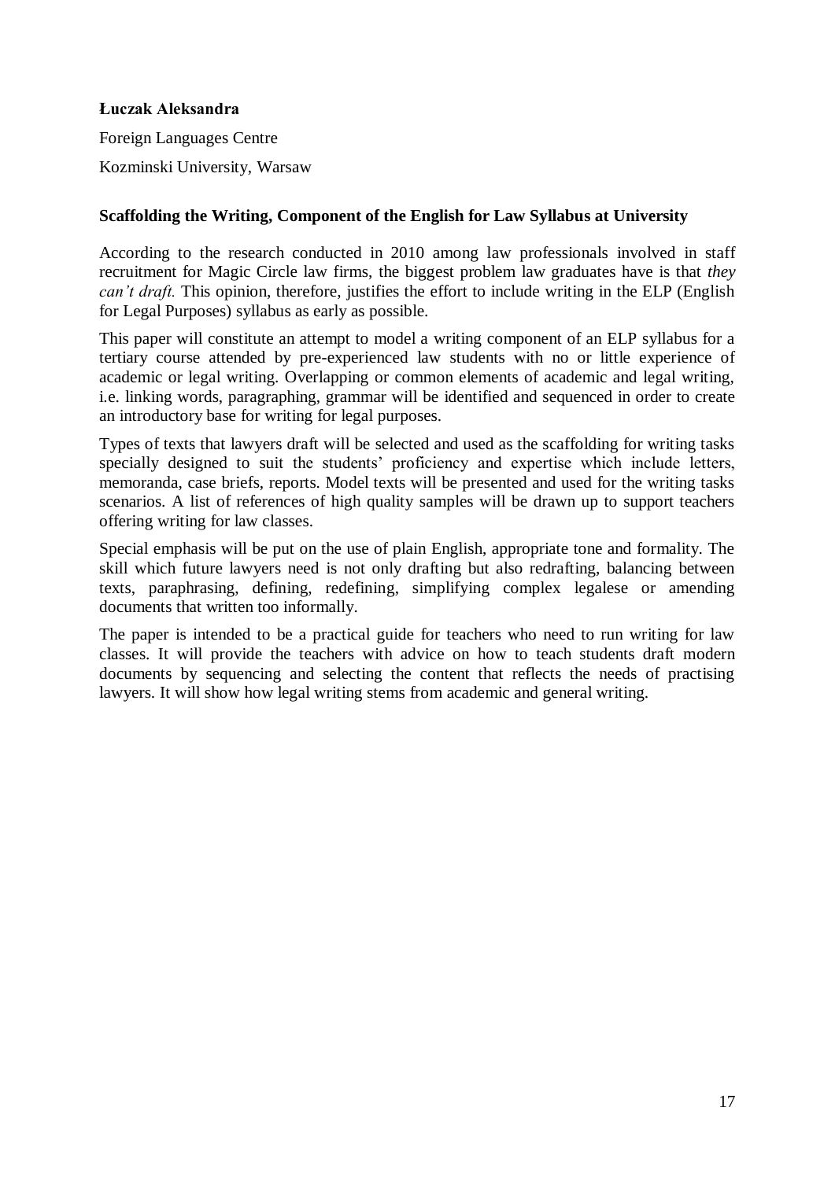**Łuczak Aleksandra**

Foreign Languages Centre

Kozminski University, Warsaw

**Scaffolding the Writing, Component of the English for Law Syllabus at University**

According to the research conducted in 2010 among law professionals involved in staff recruitment for Magic Circle law firms, the biggest problem law graduates have is that *they can't draft.* This opinion, therefore, justifies the effort to include writing in the ELP (English for Legal Purposes) syllabus as early as possible.

This paper will constitute an attempt to model a writing component of an ELP syllabus for a tertiary course attended by pre-experienced law students with no or little experience of academic or legal writing. Overlapping or common elements of academic and legal writing, i.e. linking words, paragraphing, grammar will be identified and sequenced in order to create an introductory base for writing for legal purposes.

Types of texts that lawyers draft will be selected and used as the scaffolding for writing tasks specially designed to suit the students' proficiency and expertise which include letters, memoranda, case briefs, reports. Model texts will be presented and used for the writing tasks scenarios. A list of references of high quality samples will be drawn up to support teachers offering writing for law classes.

Special emphasis will be put on the use of plain English, appropriate tone and formality. The skill which future lawyers need is not only drafting but also redrafting, balancing between texts, paraphrasing, defining, redefining, simplifying complex legalese or amending documents that written too informally.

The paper is intended to be a practical guide for teachers who need to run writing for law classes. It will provide the teachers with advice on how to teach students draft modern documents by sequencing and selecting the content that reflects the needs of practising lawyers. It will show how legal writing stems from academic and general writing.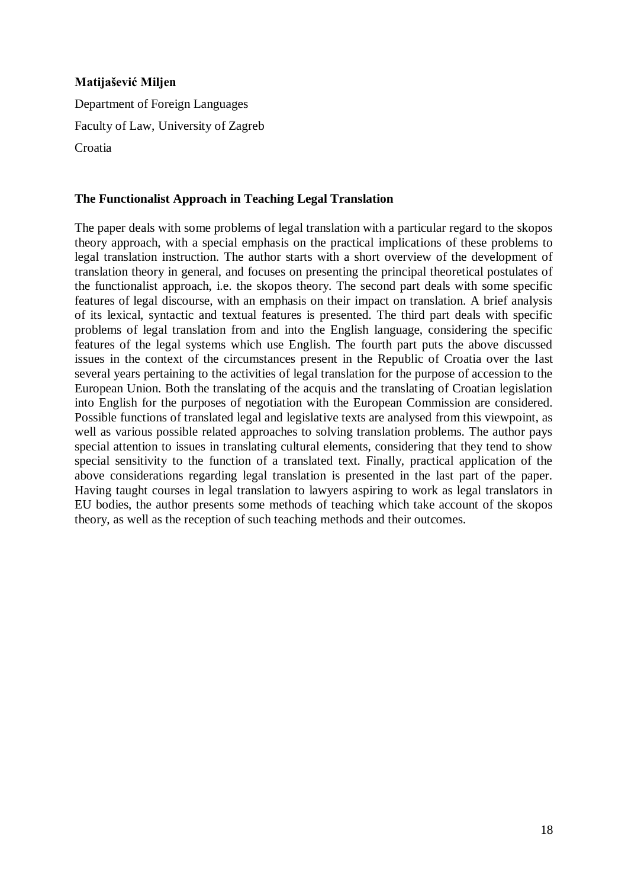**Matijašević Miljen**

Department of Foreign Languages

Faculty of Law, University of Zagreb

Croatia

## The Functionalist Approach in Teaching Legal Translation

The paper deals with some problems of legal translation with a particular regard to the skopos theory approach, with a special emphasis on the practical implications of these problems to legal translation instruction. The author starts with a short overview of the development of translation theory in general, and focuses on presenting the principal theoretical postulates of the functionalist approach, i.e. the skopos theory. The second part deals with some specific features of legal discourse, with an emphasis on their impact on translation. A brief analysis of its lexical, syntactic and textual features is presented. The third part deals with specific problems of legal translation from and into the English language, considering the specific features of the legal systems which use English. The fourth part puts the above discussed issues in the context of the circumstances present in the Republic of Croatia over the last several years pertaining to the activities of legal translation for the purpose of accession to the European Union. Both the translating of the acquis and the translating of Croatian legislation into English for the purposes of negotiation with the European Commission are considered. Possible functions of translated legal and legislative texts are analysed from this viewpoint, as well as various possible related approaches to solving translation problems. The author pays special attention to issues in translating cultural elements, considering that they tend to show special sensitivity to the function of a translated text. Finally, practical application of the above considerations regarding legal translation is presented in the last part of the paper. Having taught courses in legal translation to lawyers aspiring to work as legal translators in EU bodies, the author presents some methods of teaching which take account of the skopos theory, as well as the reception of such teaching methods and their outcomes.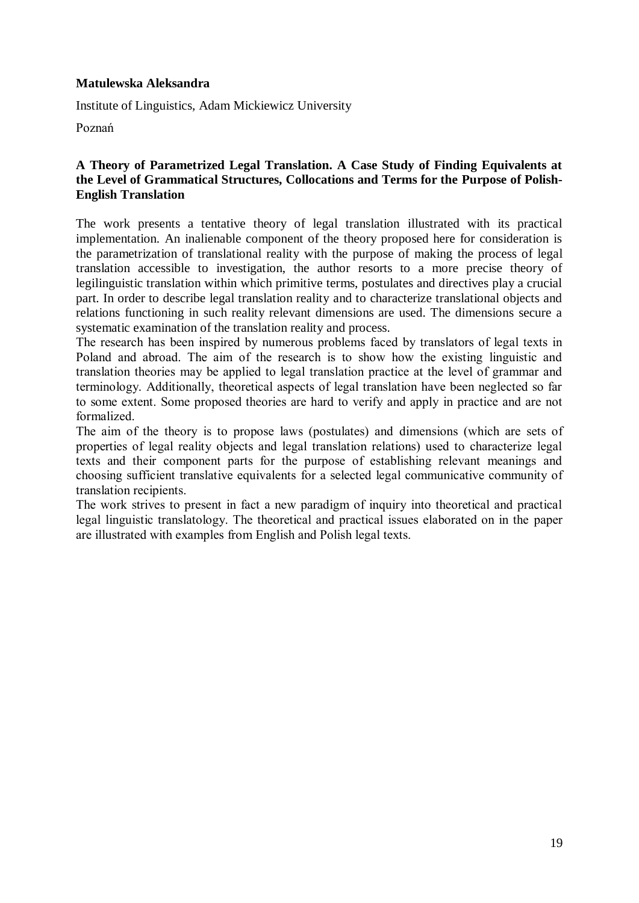**Matulewska Aleksandra**

Institute of Linguistics, Adam Mickiewicz University

Poznań

**A Theory of Parametrized Legal Translation. A Case Study of Finding Equivalents at the Level of Grammatical Structures, Collocations and Terms for the Purpose of Polish-English Translation**

The work presents a tentative theory of legal translation illustrated with its practical implementation. An inalienable component of the theory proposed here for consideration is the parametrization of translational reality with the purpose of making the process of legal translation accessible to investigation, the author resorts to a more precise theory of legilinguistic translation within which primitive terms, postulates and directives play a crucial part. In order to describe legal translation reality and to characterize translational objects and relations functioning in such reality relevant dimensions are used. The dimensions secure a systematic examination of the translation reality and process.

The research has been inspired by numerous problems faced by translators of legal texts in Poland and abroad. The aim of the research is to show how the existing linguistic and translation theories may be applied to legal translation practice at the level of grammar and terminology. Additionally, theoretical aspects of legal translation have been neglected so far to some extent. Some proposed theories are hard to verify and apply in practice and are not formalized.

The aim of the theory is to propose laws (postulates) and dimensions (which are sets of properties of legal reality objects and legal translation relations) used to characterize legal texts and their component parts for the purpose of establishing relevant meanings and choosing sufficient translative equivalents for a selected legal communicative community of translation recipients.

The work strives to present in fact a new paradigm of inquiry into theoretical and practical legal linguistic translatology. The theoretical and practical issues elaborated on in the paper are illustrated with examples from English and Polish legal texts.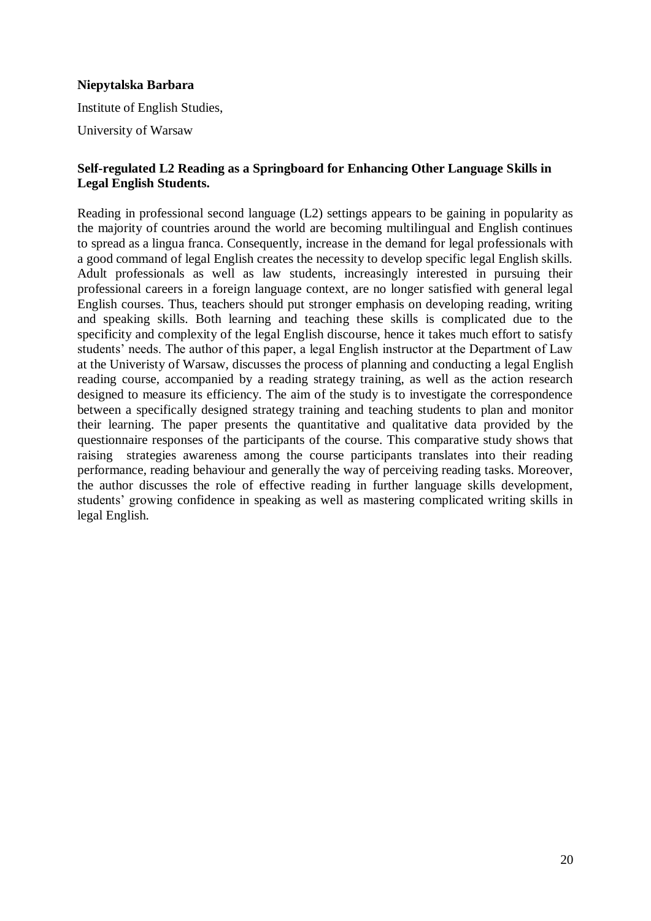**Niepytalska Barbara**

Institute of English Studies,

University of Warsaw

**Self-regulated L2 Reading as a Springboard for Enhancing Other Language Skills in Legal English Students.**

Reading in professional second language (L2) settings appears to be gaining in popularity as the majority of countries around the world are becoming multilingual and English continues to spread as a lingua franca. Consequently, increase in the demand for legal professionals with a good command of legal English creates the necessity to develop specific legal English skills. Adult professionals as well as law students, increasingly interested in pursuing their professional careers in a foreign language context, are no longer satisfied with general legal English courses. Thus, teachers should put stronger emphasis on developing reading, writing and speaking skills. Both learning and teaching these skills is complicated due to the specificity and complexity of the legal English discourse, hence it takes much effort to satisfy students' needs. The author of this paper, a legal English instructor at the Department of Law at the Univeristy of Warsaw, discusses the process of planning and conducting a legal English reading course, accompanied by a reading strategy training, as well as the action research designed to measure its efficiency. The aim of the study is to investigate the correspondence between a specifically designed strategy training and teaching students to plan and monitor their learning. The paper presents the quantitative and qualitative data provided by the questionnaire responses of the participants of the course. This comparative study shows that raising strategies awareness among the course participants translates into their reading performance, reading behaviour and generally the way of perceiving reading tasks. Moreover, the author discusses the role of effective reading in further language skills development, students' growing confidence in speaking as well as mastering complicated writing skills in legal English.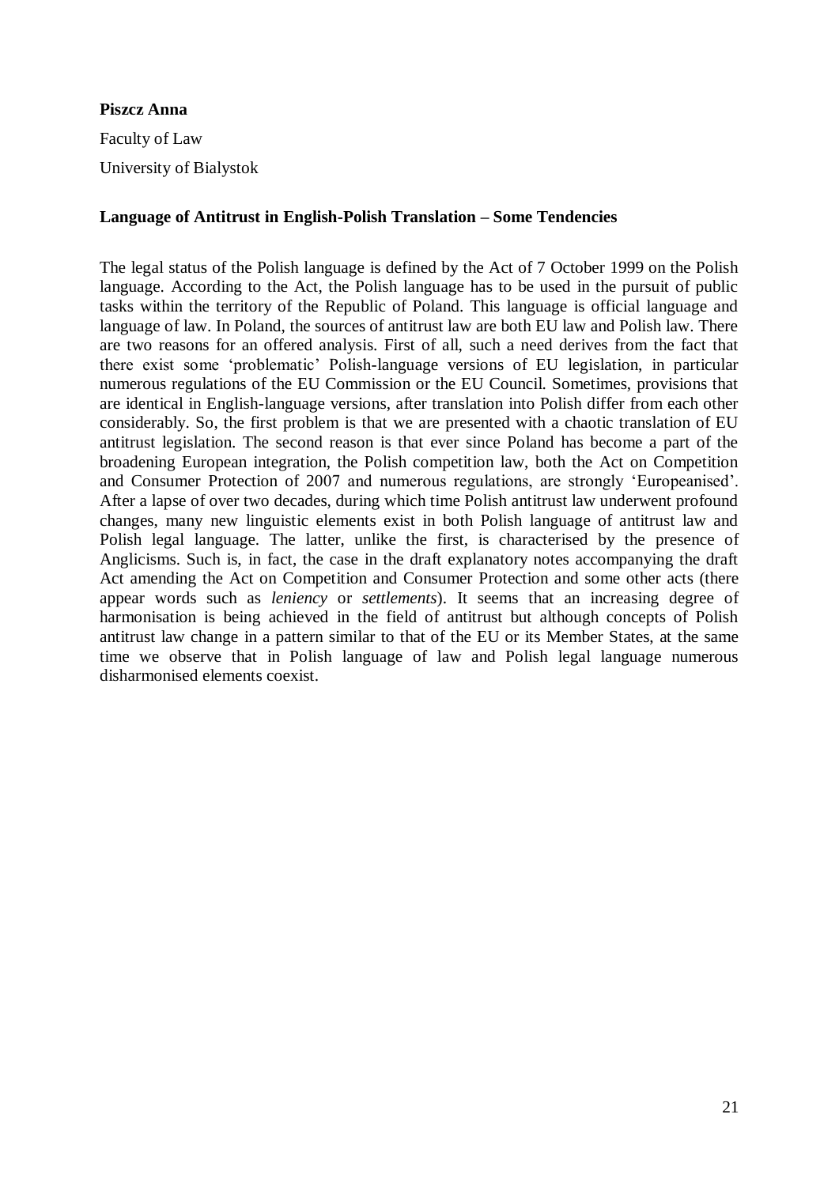**Piszcz Anna**

Faculty of Law

University of Bialystok

**Language of Antitrust in English-Polish Translation – Some Tendencies**

The legal status of the Polish language is defined by the Act of 7 October 1999 on the Polish language. According to the Act, the Polish language has to be used in the pursuit of public tasks within the territory of the Republic of Poland. This language is official language and language of law. In Poland, the sources of antitrust law are both EU law and Polish law. There are two reasons for an offered analysis. First of all, such a need derives from the fact that there exist some 'problematic' Polish-language versions of EU legislation, in particular numerous regulations of the EU Commission or the EU Council. Sometimes, provisions that are identical in English-language versions, after translation into Polish differ from each other considerably. So, the first problem is that we are presented with a chaotic translation of EU antitrust legislation. The second reason is that ever since Poland has become a part of the broadening European integration, the Polish competition law, both the Act on Competition and Consumer Protection of 2007 and numerous regulations, are strongly 'Europeanised'. After a lapse of over two decades, during which time Polish antitrust law underwent profound changes, many new linguistic elements exist in both Polish language of antitrust law and Polish legal language. The latter, unlike the first, is characterised by the presence of Anglicisms. Such is, in fact, the case in the draft explanatory notes accompanying the draft Act amending the Act on Competition and Consumer Protection and some other acts (there appear words such as *leniency* or *settlements*). It seems that an increasing degree of harmonisation is being achieved in the field of antitrust but although concepts of Polish antitrust law change in a pattern similar to that of the EU or its Member States, at the same time we observe that in Polish language of law and Polish legal language numerous disharmonised elements coexist.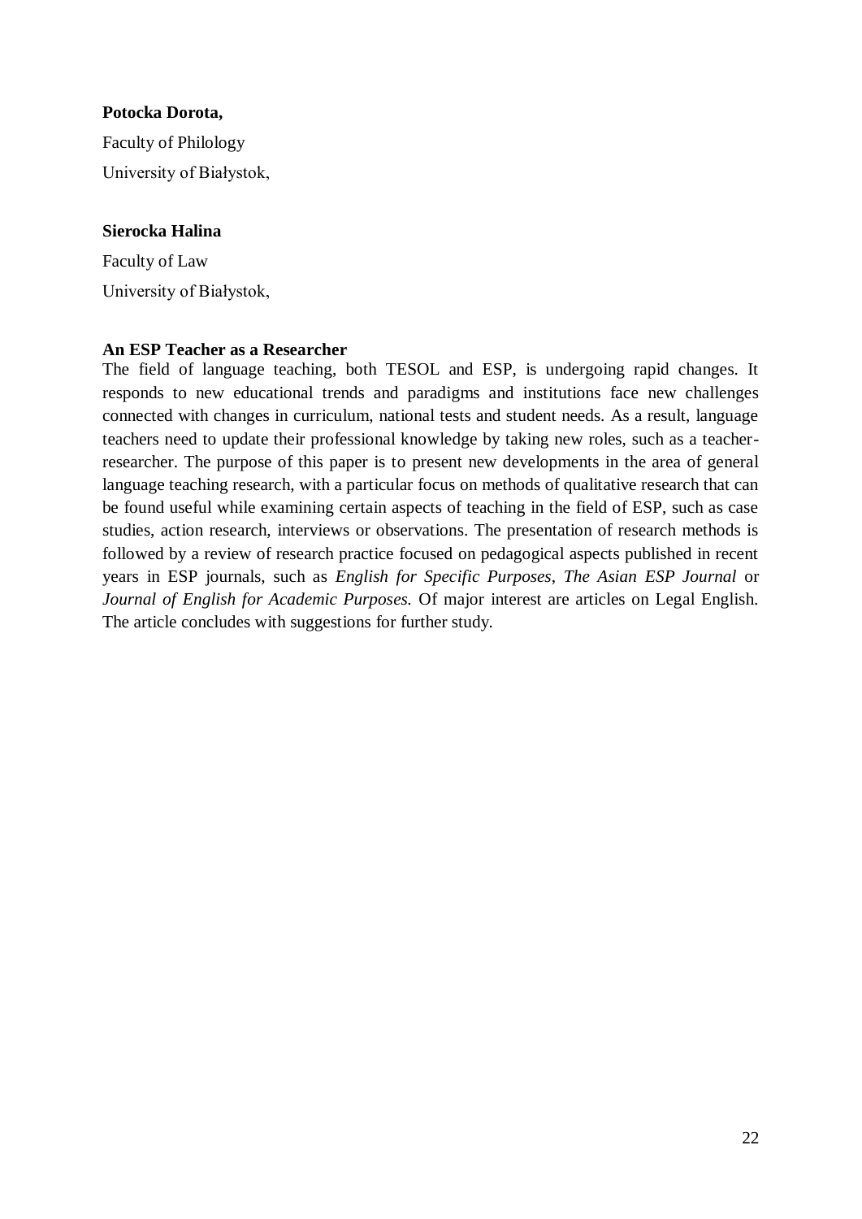**Potocka Dorota,**

Faculty of Philology

University of Białystok,

**Sierocka Halina**

Faculty of Law

University of Białystok,

**An ESP Teacher as a Researcher**

The field of language teaching, both TESOL and ESP, is undergoing rapid changes. It responds to new educational trends and paradigms and institutions face new challenges connected with changes in curriculum, national tests and student needs. As a result, language teachers need to update their professional knowledge by taking new roles, such as a teacher-researcher. The purpose of this paper is to present new developments in the area of general language teaching research, with a particular focus on methods of qualitative research that can be found useful while examining certain aspects of teaching in the field of ESP, such as case studies, action research, interviews or observations. The presentation of research methods is followed by a review of research practice focused on pedagogical aspects published in recent years in ESP journals, such as *English for Specific Purposes*, *The Asian ESP Journal* or *Journal of English for Academic Purposes.* Of major interest are articles on Legal English. The article concludes with suggestions for further study.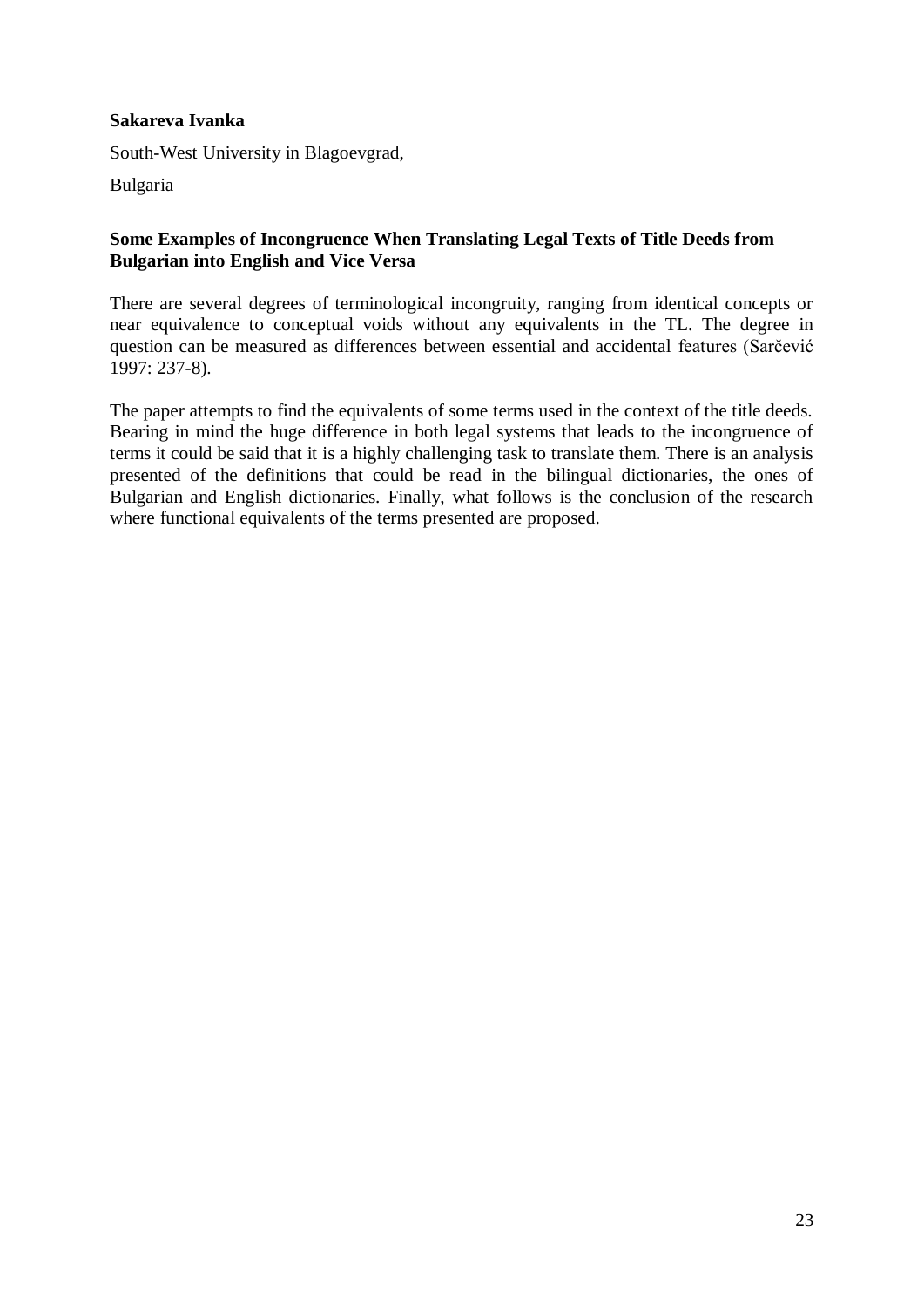**Sakareva Ivanka**

South-West University in Blagoevgrad,

Bulgaria

**Some Examples of Incongruence When Translating Legal Texts of Title Deeds from Bulgarian into English and Vice Versa**

There are several degrees of terminological incongruity, ranging from identical concepts or near equivalence to conceptual voids without any equivalents in the TL. The degree in question can be measured as differences between essential and accidental features (Sarčević 1997: 237-8).

The paper attempts to find the equivalents of some terms used in the context of the title deeds. Bearing in mind the huge difference in both legal systems that leads to the incongruence of terms it could be said that it is a highly challenging task to translate them. There is an analysis presented of the definitions that could be read in the bilingual dictionaries, the ones of Bulgarian and English dictionaries. Finally, what follows is the conclusion of the research where functional equivalents of the terms presented are proposed.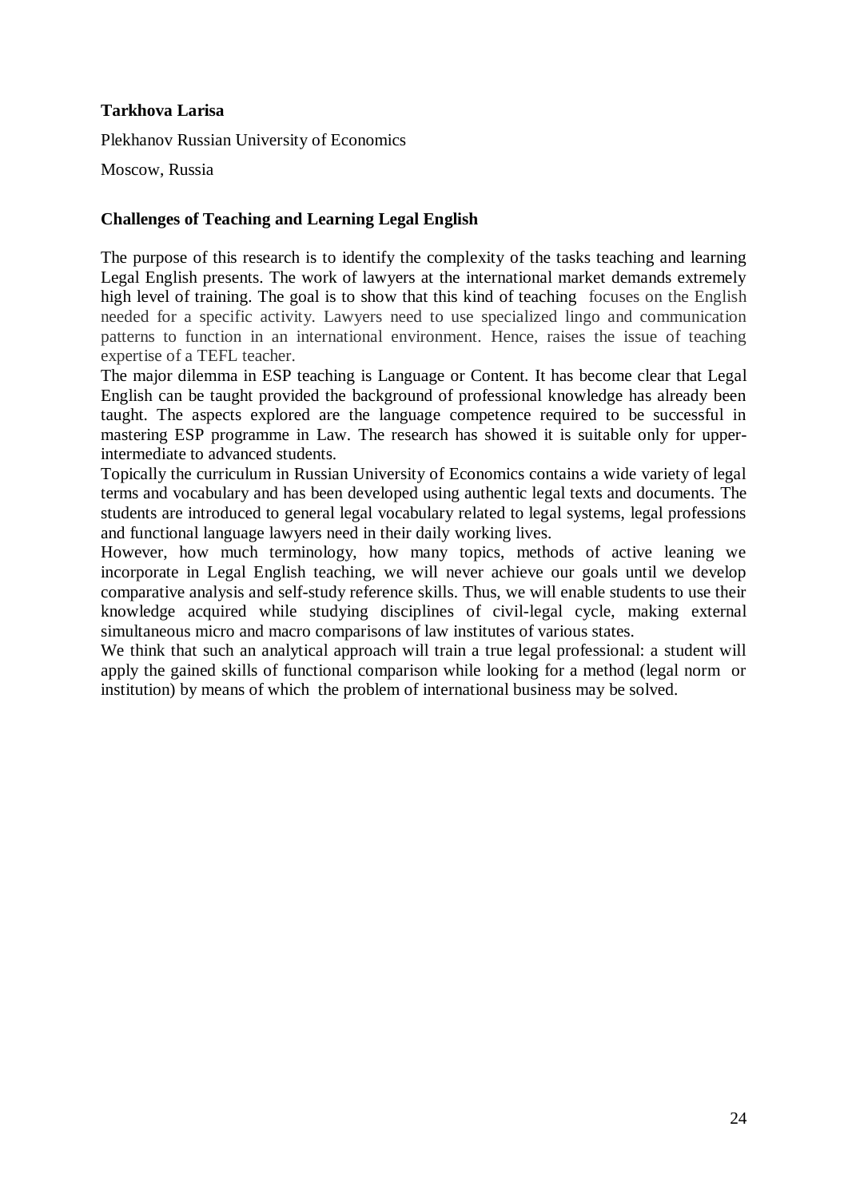**Tarkhova Larisa**

Plekhanov Russian University of Economics

Moscow, Russia

**Challenges of Teaching and Learning Legal English**

The purpose of this research is to identify the complexity of the tasks teaching and learning Legal English presents. The work of lawyers at the international market demands extremely high level of training. The goal is to show that this kind of teaching focuses on the English needed for a specific activity. Lawyers need to use specialized lingo and communication patterns to function in an international environment. Hence, raises the issue of teaching expertise of a TEFL teacher.

The major dilemma in ESP teaching is Language or Content. It has become clear that Legal English can be taught provided the background of professional knowledge has already been taught. The aspects explored are the language competence required to be successful in mastering ESP programme in Law. The research has showed it is suitable only for upper-intermediate to advanced students.

Topically the curriculum in Russian University of Economics contains a wide variety of legal terms and vocabulary and has been developed using authentic legal texts and documents. The students are introduced to general legal vocabulary related to legal systems, legal professions and functional language lawyers need in their daily working lives.

However, how much terminology, how many topics, methods of active leaning we incorporate in Legal English teaching, we will never achieve our goals until we develop comparative analysis and self-study reference skills. Thus, we will enable students to use their knowledge acquired while studying disciplines of civil-legal cycle, making external simultaneous micro and macro comparisons of law institutes of various states.

We think that such an analytical approach will train a true legal professional: a student will apply the gained skills of functional comparison while looking for a method (legal norm or institution) by means of which the problem of international business may be solved.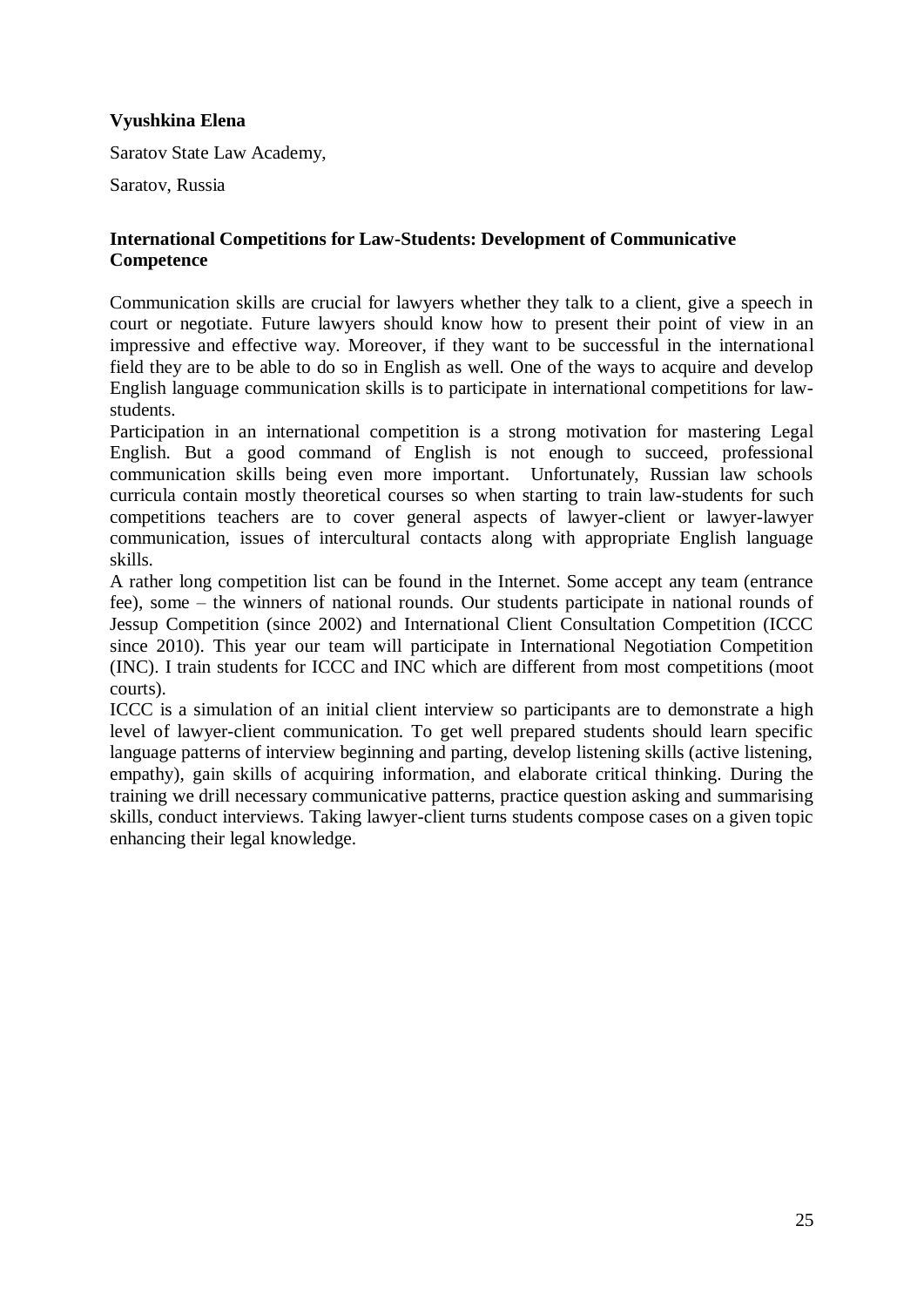**Vyushkina Elena**

Saratov State Law Academy,

Saratov, Russia

**International Competitions for Law-Students: Development of Communicative Competence**

Communication skills are crucial for lawyers whether they talk to a client, give a speech in court or negotiate. Future lawyers should know how to present their point of view in an impressive and effective way. Moreover, if they want to be successful in the international field they are to be able to do so in English as well. One of the ways to acquire and develop English language communication skills is to participate in international competitions for law-students.

Participation in an international competition is a strong motivation for mastering Legal English. But a good command of English is not enough to succeed, professional communication skills being even more important. Unfortunately, Russian law schools curricula contain mostly theoretical courses so when starting to train law-students for such competitions teachers are to cover general aspects of lawyer-client or lawyer-lawyer communication, issues of intercultural contacts along with appropriate English language skills.

A rather long competition list can be found in the Internet. Some accept any team (entrance fee), some – the winners of national rounds. Our students participate in national rounds of Jessup Competition (since 2002) and International Client Consultation Competition (ICCC since 2010). This year our team will participate in International Negotiation Competition (INC). I train students for ICCC and INC which are different from most competitions (moot courts).

ICCC is a simulation of an initial client interview so participants are to demonstrate a high level of lawyer-client communication. To get well prepared students should learn specific language patterns of interview beginning and parting, develop listening skills (active listening, empathy), gain skills of acquiring information, and elaborate critical thinking. During the training we drill necessary communicative patterns, practice question asking and summarising skills, conduct interviews. Taking lawyer-client turns students compose cases on a given topic enhancing their legal knowledge.